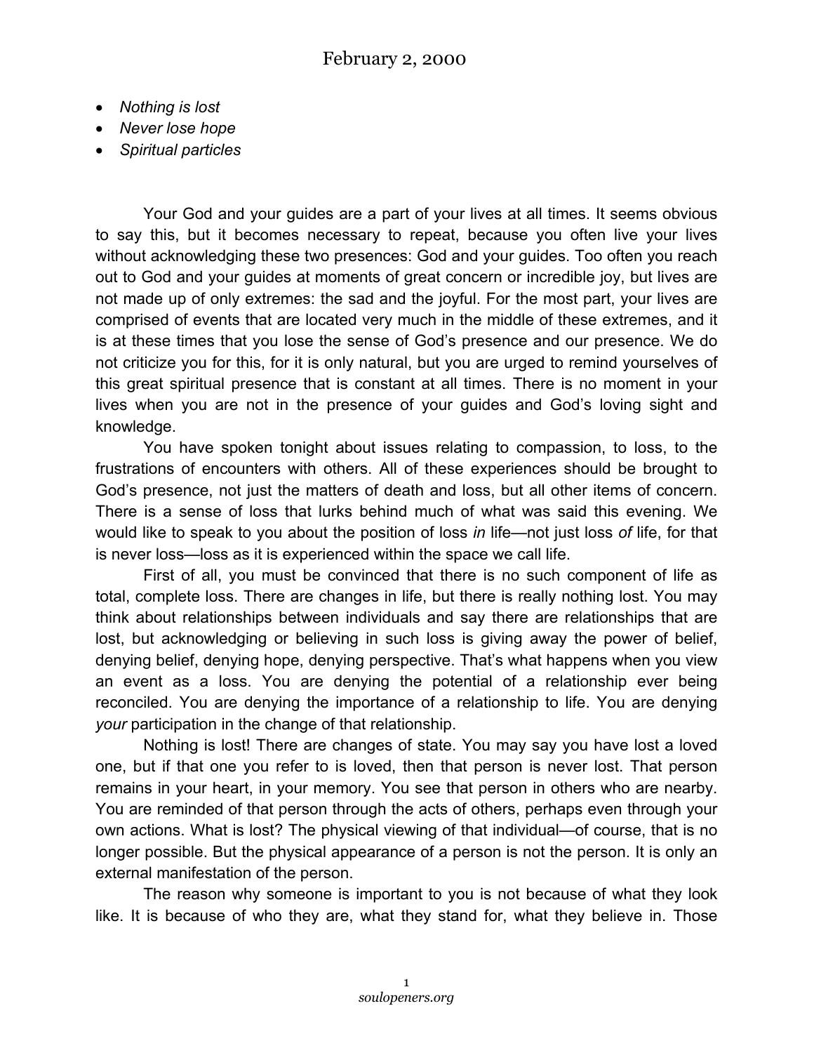# February 2, 2000

- *Nothing is lost*
- *Never lose hope*
- *Spiritual particles*

Your God and your guides are a part of your lives at all times. It seems obvious to say this, but it becomes necessary to repeat, because you often live your lives without acknowledging these two presences: God and your guides. Too often you reach out to God and your guides at moments of great concern or incredible joy, but lives are not made up of only extremes: the sad and the joyful. For the most part, your lives are comprised of events that are located very much in the middle of these extremes, and it is at these times that you lose the sense of God's presence and our presence. We do not criticize you for this, for it is only natural, but you are urged to remind yourselves of this great spiritual presence that is constant at all times. There is no moment in your lives when you are not in the presence of your guides and God's loving sight and knowledge.

You have spoken tonight about issues relating to compassion, to loss, to the frustrations of encounters with others. All of these experiences should be brought to God's presence, not just the matters of death and loss, but all other items of concern. There is a sense of loss that lurks behind much of what was said this evening. We would like to speak to you about the position of loss *in* life—not just loss *of* life, for that is never loss—loss as it is experienced within the space we call life.

First of all, you must be convinced that there is no such component of life as total, complete loss. There are changes in life, but there is really nothing lost. You may think about relationships between individuals and say there are relationships that are lost, but acknowledging or believing in such loss is giving away the power of belief, denying belief, denying hope, denying perspective. That's what happens when you view an event as a loss. You are denying the potential of a relationship ever being reconciled. You are denying the importance of a relationship to life. You are denying *your* participation in the change of that relationship.

Nothing is lost! There are changes of state. You may say you have lost a loved one, but if that one you refer to is loved, then that person is never lost. That person remains in your heart, in your memory. You see that person in others who are nearby. You are reminded of that person through the acts of others, perhaps even through your own actions. What is lost? The physical viewing of that individual—of course, that is no longer possible. But the physical appearance of a person is not the person. It is only an external manifestation of the person.

The reason why someone is important to you is not because of what they look like. It is because of who they are, what they stand for, what they believe in. Those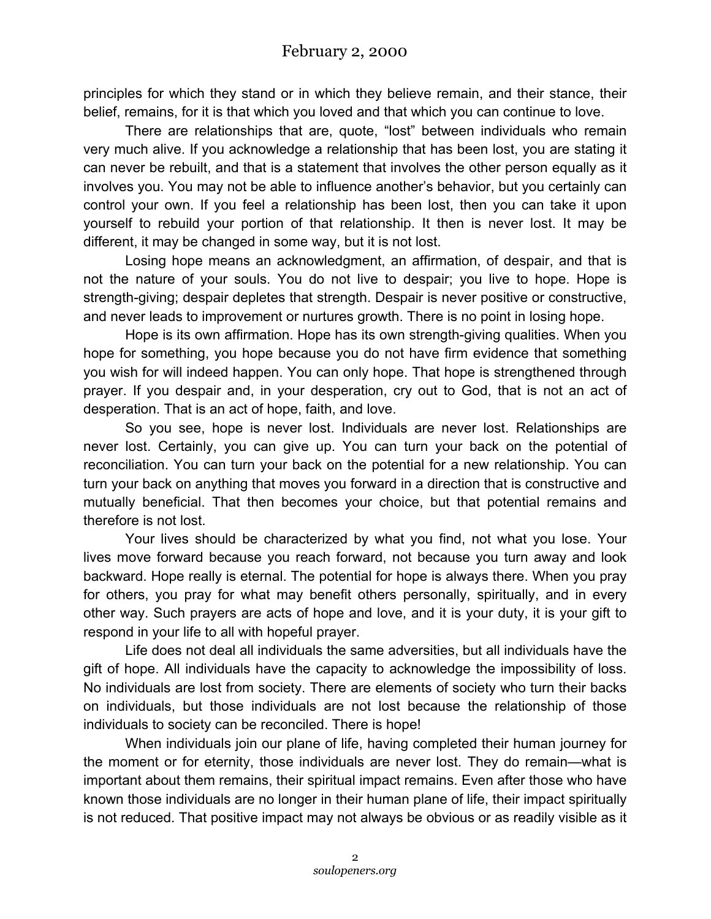principles for which they stand or in which they believe remain, and their stance, their belief, remains, for it is that which you loved and that which you can continue to love.

There are relationships that are, quote, "lost" between individuals who remain very much alive. If you acknowledge a relationship that has been lost, you are stating it can never be rebuilt, and that is a statement that involves the other person equally as it involves you. You may not be able to influence another's behavior, but you certainly can control your own. If you feel a relationship has been lost, then you can take it upon yourself to rebuild your portion of that relationship. It then is never lost. It may be different, it may be changed in some way, but it is not lost.

Losing hope means an acknowledgment, an affirmation, of despair, and that is not the nature of your souls. You do not live to despair; you live to hope. Hope is strength-giving; despair depletes that strength. Despair is never positive or constructive, and never leads to improvement or nurtures growth. There is no point in losing hope.

Hope is its own affirmation. Hope has its own strength-giving qualities. When you hope for something, you hope because you do not have firm evidence that something you wish for will indeed happen. You can only hope. That hope is strengthened through prayer. If you despair and, in your desperation, cry out to God, that is not an act of desperation. That is an act of hope, faith, and love.

So you see, hope is never lost. Individuals are never lost. Relationships are never lost. Certainly, you can give up. You can turn your back on the potential of reconciliation. You can turn your back on the potential for a new relationship. You can turn your back on anything that moves you forward in a direction that is constructive and mutually beneficial. That then becomes your choice, but that potential remains and therefore is not lost.

Your lives should be characterized by what you find, not what you lose. Your lives move forward because you reach forward, not because you turn away and look backward. Hope really is eternal. The potential for hope is always there. When you pray for others, you pray for what may benefit others personally, spiritually, and in every other way. Such prayers are acts of hope and love, and it is your duty, it is your gift to respond in your life to all with hopeful prayer.

Life does not deal all individuals the same adversities, but all individuals have the gift of hope. All individuals have the capacity to acknowledge the impossibility of loss. No individuals are lost from society. There are elements of society who turn their backs on individuals, but those individuals are not lost because the relationship of those individuals to society can be reconciled. There is hope!

When individuals join our plane of life, having completed their human journey for the moment or for eternity, those individuals are never lost. They do remain—what is important about them remains, their spiritual impact remains. Even after those who have known those individuals are no longer in their human plane of life, their impact spiritually is not reduced. That positive impact may not always be obvious or as readily visible as it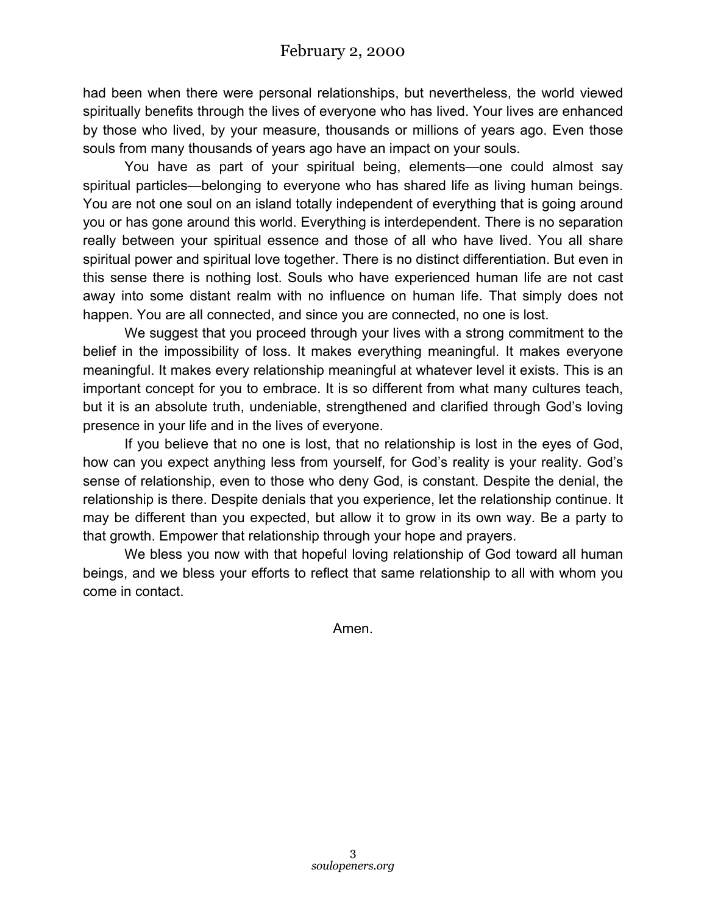had been when there were personal relationships, but nevertheless, the world viewed spiritually benefits through the lives of everyone who has lived. Your lives are enhanced by those who lived, by your measure, thousands or millions of years ago. Even those souls from many thousands of years ago have an impact on your souls.

You have as part of your spiritual being, elements—one could almost say spiritual particles—belonging to everyone who has shared life as living human beings. You are not one soul on an island totally independent of everything that is going around you or has gone around this world. Everything is interdependent. There is no separation really between your spiritual essence and those of all who have lived. You all share spiritual power and spiritual love together. There is no distinct differentiation. But even in this sense there is nothing lost. Souls who have experienced human life are not cast away into some distant realm with no influence on human life. That simply does not happen. You are all connected, and since you are connected, no one is lost.

We suggest that you proceed through your lives with a strong commitment to the belief in the impossibility of loss. It makes everything meaningful. It makes everyone meaningful. It makes every relationship meaningful at whatever level it exists. This is an important concept for you to embrace. It is so different from what many cultures teach, but it is an absolute truth, undeniable, strengthened and clarified through God's loving presence in your life and in the lives of everyone.

If you believe that no one is lost, that no relationship is lost in the eyes of God, how can you expect anything less from yourself, for God's reality is your reality. God's sense of relationship, even to those who deny God, is constant. Despite the denial, the relationship is there. Despite denials that you experience, let the relationship continue. It may be different than you expected, but allow it to grow in its own way. Be a party to that growth. Empower that relationship through your hope and prayers.

We bless you now with that hopeful loving relationship of God toward all human beings, and we bless your efforts to reflect that same relationship to all with whom you come in contact.

Amen.